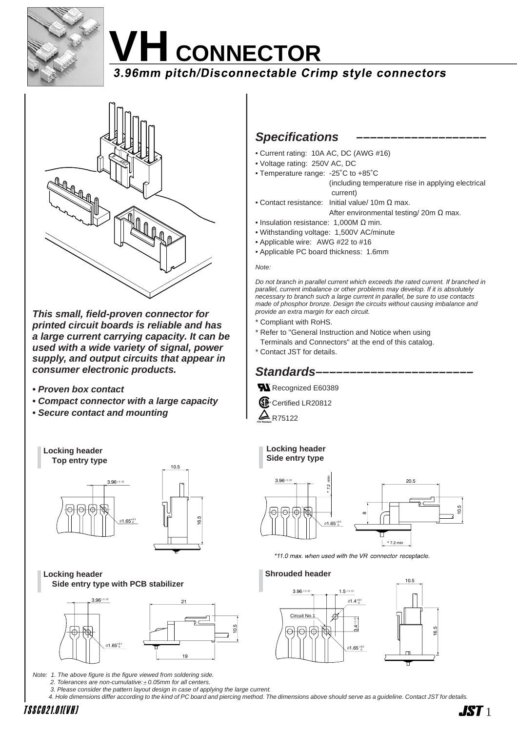# VH CONNECTOR

*3.96mm pitch/Disconnectable Crimp style connectors*

***This small, field-proven connector for printed circuit boards is reliable and has a large current carrying capacity. It can be used with a wide variety of signal, power supply, and output circuits that appear in consumer electronic products.***

- ***Proven box contact***
- ***Compact connector with a large capacity***
- ***Secure contact and mounting***

## *Specifications*

- Current rating: 10A AC, DC (AWG #16)
- Voltage rating: 250V AC, DC
- Temperature range: -25˚C to +85˚C (including temperature rise in applying electrical current)
- Contact resistance: Initial value/ 10m Ω max. After environmental testing/ 20m Ω max.
- Insulation resistance: 1,000M Ω min.
- Withstanding voltage: 1,500V AC/minute
- Applicable wire: AWG #22 to #16
- Applicable PC board thickness: 1.6mm

*Note:*

*Do not branch in parallel current which exceeds the rated current. If branched in parallel, current imbalance or other problems may develop. If it is absolutely necessary to branch such a large current in parallel, be sure to use contacts made of phosphor bronze. Design the circuits without causing imbalance and provide an extra margin for each circuit.*

\* Compliant with RoHS.

\* Refer to "General Instruction and Notice when using Terminals and Connectors" at the end of this catalog.

\* Contact JST for details.

## *Standards*

Recognized E60389

Certified LR20812

R75122

### Locking header Top entry type

3.96±0.05 · ø1.65 $^{+0.1}_{0}$ · 10.5 · 16.5

### Locking header Side entry type

3.96±0.05 · * 7.2 min · ø1.65 $^{+0.1}_{0}$ · 20.5 · 8 · 10.5 · * 7.2 min

*\*11.0 max. when used with the VR connector receptacle.*

### Locking header Side entry type with PCB stabilizer

3.96±0.05 · ø1.65 $^{+0.1}_{0}$ · 21 · 10.5 · 19

### Shrouded header

3.96±0.05 · 1.5±0.05 · ø1.4 $^{+0.1}_{0}$ · Circuit No.1 · 3.4±0.05 · ø1.65 $^{+0.1}_{0}$ · 10.5 · 16.5

*Note: 1. The above figure is the figure viewed from soldering side.*
*2. Tolerances are non-cumulative: ±0.05mm for all centers.*
*3. Please consider the pattern layout design in case of applying the large current.*
*4. Hole dimensions differ according to the kind of PC board and piercing method. The dimensions above should serve as a guideline. Contact JST for details.*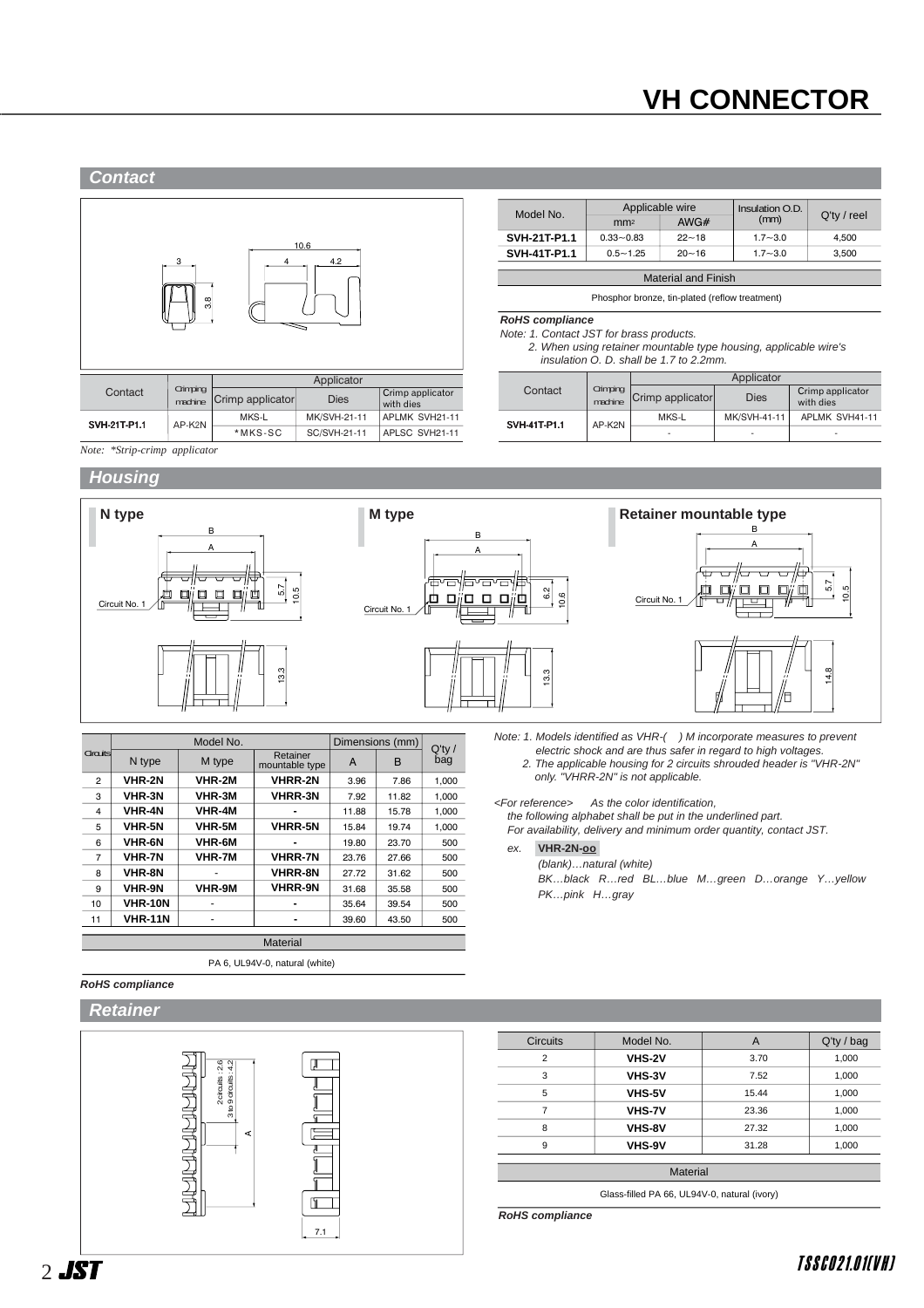# VH CONNECTOR

## Contact

| Model No. | Applicable wire | | Insulation O.D. (mm) | Q'ty / reel |
|---|---|---|---|---|
| | $mm^2$ | AWG# | | |
| **SVH-21T-P1.1** | 0.33～0.83 | 22～18 | 1.7～3.0 | 4,500 |
| **SVH-41T-P1.1** | 0.5～1.25 | 20～16 | 1.7～3.0 | 3,500 |

| Material and Finish |
|---|
| Phosphor bronze, tin-plated (reflow treatment) |

***RoHS compliance***

*Note: 1. Contact JST for brass products.*
*2. When using retainer mountable type housing, applicable wire's insulation O. D. shall be 1.7 to 2.2mm.*

| Contact | Crimping machine | Applicator | | |
|---|---|---|---|---|
| | | Crimp applicator | Dies | Crimp applicator with dies |
| **SVH-21T-P1.1** | AP-K2N | MKS-L | MK/SVH-21-11 | APLMK SVH21-11 |
| | | *MKS-SC | SC/SVH-21-11 | APLSC SVH21-11 |

*Note: *Strip-crimp applicator*

| Contact | Crimping machine | Applicator | | |
|---|---|---|---|---|
| | | Crimp applicator | Dies | Crimp applicator with dies |
| **SVH-41T-P1.1** | AP-K2N | MKS-L | MK/SVH-41-11 | APLMK SVH41-11 |
| | | - | - | - |

## Housing

**N type** | **M type** | **Retainer mountable type**

| Circuits | Model No. | | | Dimensions (mm) | | Q'ty / bag |
|---|---|---|---|---|---|---|
| | N type | M type | Retainer mountable type | A | B | |
| 2 | **VHR-2N** | **VHR-2M** | **VHRR-2N** | 3.96 | 7.86 | 1,000 |
| 3 | **VHR-3N** | **VHR-3M** | **VHRR-3N** | 7.92 | 11.82 | 1,000 |
| 4 | **VHR-4N** | **VHR-4M** | - | 11.88 | 15.78 | 1,000 |
| 5 | **VHR-5N** | **VHR-5M** | **VHRR-5N** | 15.84 | 19.74 | 1,000 |
| 6 | **VHR-6N** | **VHR-6M** | - | 19.80 | 23.70 | 500 |
| 7 | **VHR-7N** | **VHR-7M** | **VHRR-7N** | 23.76 | 27.66 | 500 |
| 8 | **VHR-8N** | - | **VHRR-8N** | 27.72 | 31.62 | 500 |
| 9 | **VHR-9N** | **VHR-9M** | **VHRR-9N** | 31.68 | 35.58 | 500 |
| 10 | **VHR-10N** | - | - | 35.64 | 39.54 | 500 |
| 11 | **VHR-11N** | - | - | 39.60 | 43.50 | 500 |

| Material |
|---|
| PA 6, UL94V-0, natural (white) |

***RoHS compliance***

*Note: 1. Models identified as VHR-( ) M incorporate measures to prevent electric shock and are thus safer in regard to high voltages.*
*2. The applicable housing for 2 circuits shrouded header is "VHR-2N" only. "VHRR-2N" is not applicable.*

*<For reference> As the color identification, the following alphabet shall be put in the underlined part.*
*For availability, delivery and minimum order quantity, contact JST.*

*ex.* **VHR-2N-oo**

*(blank)…natural (white)*
*BK…black R…red BL…blue M…green D…orange Y…yellow PK…pink H…gray*

## Retainer

| Circuits | Model No. | A | Q'ty / bag |
|---|---|---|---|
| 2 | **VHS-2V** | 3.70 | 1,000 |
| 3 | **VHS-3V** | 7.52 | 1,000 |
| 5 | **VHS-5V** | 15.44 | 1,000 |
| 7 | **VHS-7V** | 23.36 | 1,000 |
| 8 | **VHS-8V** | 27.32 | 1,000 |
| 9 | **VHS-9V** | 31.28 | 1,000 |

| Material |
|---|
| Glass-filled PA 66, UL94V-0, natural (ivory) |

***RoHS compliance***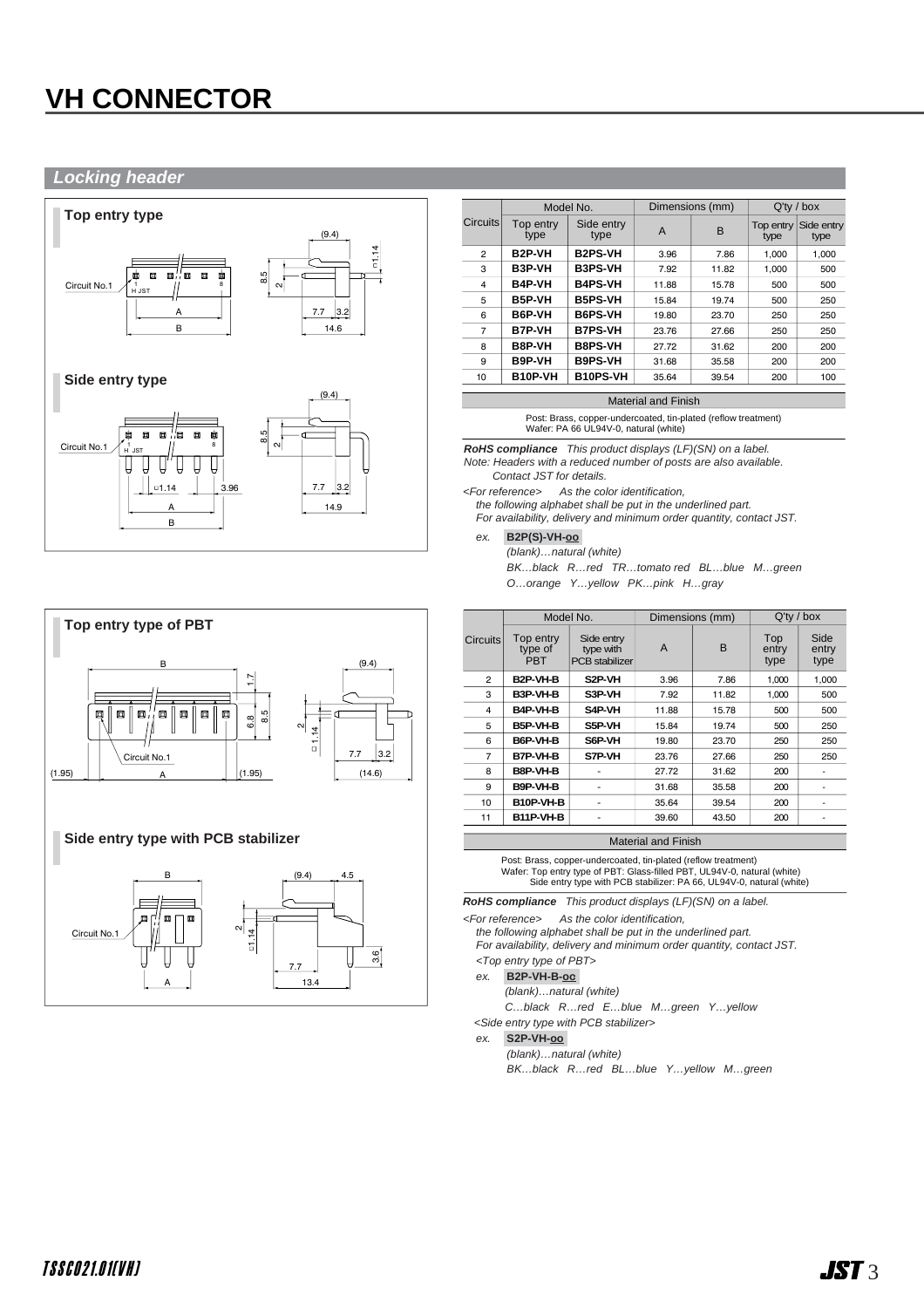# VH CONNECTOR

## Locking header

### Top entry type

### Side entry type

| Circuits | Model No. | | Dimensions (mm) | | Q'ty / box | |
|---|---|---|---|---|---|---|
| | Top entry type | Side entry type | A | B | Top entry type | Side entry type |
| 2 | **B2P-VH** | **B2PS-VH** | 3.96 | 7.86 | 1,000 | 1,000 |
| 3 | **B3P-VH** | **B3PS-VH** | 7.92 | 11.82 | 1,000 | 500 |
| 4 | **B4P-VH** | **B4PS-VH** | 11.88 | 15.78 | 500 | 500 |
| 5 | **B5P-VH** | **B5PS-VH** | 15.84 | 19.74 | 500 | 250 |
| 6 | **B6P-VH** | **B6PS-VH** | 19.80 | 23.70 | 250 | 250 |
| 7 | **B7P-VH** | **B7PS-VH** | 23.76 | 27.66 | 250 | 250 |
| 8 | **B8P-VH** | **B8PS-VH** | 27.72 | 31.62 | 200 | 200 |
| 9 | **B9P-VH** | **B9PS-VH** | 31.68 | 35.58 | 200 | 200 |
| 10 | **B10P-VH** | **B10PS-VH** | 35.64 | 39.54 | 200 | 100 |

**Material and Finish**

Post: Brass, copper-undercoated, tin-plated (reflow treatment)
Wafer: PA 66 UL94V-0, natural (white)

***RoHS compliance*** *This product displays (LF)(SN) on a label.*

*Note: Headers with a reduced number of posts are also available. Contact JST for details.*

*<For reference> As the color identification, the following alphabet shall be put in the underlined part. For availability, delivery and minimum order quantity, contact JST.*

*ex.* **B2P(S)-VH-oo**

*(blank)…natural (white)*
*BK…black R…red TR…tomato red BL…blue M…green*
*O…orange Y…yellow PK…pink H…gray*

### Top entry type of PBT

### Side entry type with PCB stabilizer

| Circuits | Model No. | | Dimensions (mm) | | Q'ty / box | |
|---|---|---|---|---|---|---|
| | Top entry type of PBT | Side entry type with PCB stabilizer | A | B | Top entry type | Side entry type |
| 2 | **B2P-VH-B** | **S2P-VH** | 3.96 | 7.86 | 1,000 | 1,000 |
| 3 | **B3P-VH-B** | **S3P-VH** | 7.92 | 11.82 | 1,000 | 500 |
| 4 | **B4P-VH-B** | **S4P-VH** | 11.88 | 15.78 | 500 | 500 |
| 5 | **B5P-VH-B** | **S5P-VH** | 15.84 | 19.74 | 500 | 250 |
| 6 | **B6P-VH-B** | **S6P-VH** | 19.80 | 23.70 | 250 | 250 |
| 7 | **B7P-VH-B** | **S7P-VH** | 23.76 | 27.66 | 250 | 250 |
| 8 | **B8P-VH-B** | - | 27.72 | 31.62 | 200 | - |
| 9 | **B9P-VH-B** | - | 31.68 | 35.58 | 200 | - |
| 10 | **B10P-VH-B** | - | 35.64 | 39.54 | 200 | - |
| 11 | **B11P-VH-B** | - | 39.60 | 43.50 | 200 | - |

**Material and Finish**

Post: Brass, copper-undercoated, tin-plated (reflow treatment)
Wafer: Top entry type of PBT: Glass-filled PBT, UL94V-0, natural (white)
Side entry type with PCB stabilizer: PA 66, UL94V-0, natural (white)

***RoHS compliance*** *This product displays (LF)(SN) on a label.*

*<For reference> As the color identification, the following alphabet shall be put in the underlined part. For availability, delivery and minimum order quantity, contact JST.*

*<Top entry type of PBT>*

*ex.* **B2P-VH-B-oo**

*(blank)…natural (white)*
*C…black R…red E…blue M…green Y…yellow*

*<Side entry type with PCB stabilizer>*

*ex.* **S2P-VH-oo**

*(blank)…natural (white)*
*BK…black R…red BL…blue Y…yellow M…green*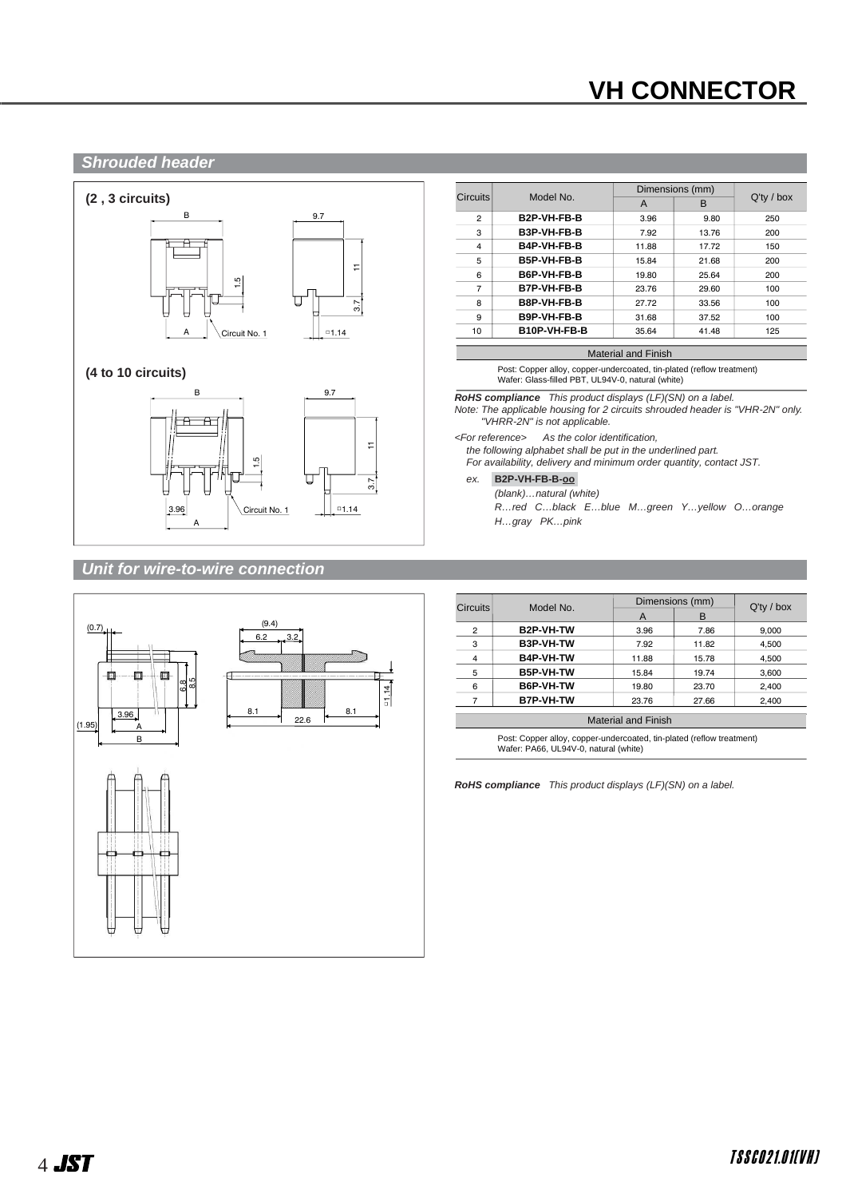# VH CONNECTOR

## Shrouded header

(2 , 3 circuits)

B
9.7
1.5
11
3.7
A
Circuit No. 1
□1.14

(4 to 10 circuits)

B
9.7
1.5
11
3.7
3.96
A
Circuit No. 1
□1.14

| Circuits | Model No. | Dimensions (mm) | | Q'ty / box |
|---|---|---|---|---|
| | | A | B | |
| 2 | **B2P-VH-FB-B** | 3.96 | 9.80 | 250 |
| 3 | **B3P-VH-FB-B** | 7.92 | 13.76 | 200 |
| 4 | **B4P-VH-FB-B** | 11.88 | 17.72 | 150 |
| 5 | **B5P-VH-FB-B** | 15.84 | 21.68 | 200 |
| 6 | **B6P-VH-FB-B** | 19.80 | 25.64 | 200 |
| 7 | **B7P-VH-FB-B** | 23.76 | 29.60 | 100 |
| 8 | **B8P-VH-FB-B** | 27.72 | 33.56 | 100 |
| 9 | **B9P-VH-FB-B** | 31.68 | 37.52 | 100 |
| 10 | **B10P-VH-FB-B** | 35.64 | 41.48 | 125 |

Material and Finish

Post: Copper alloy, copper-undercoated, tin-plated (reflow treatment)
Wafer: Glass-filled PBT, UL94V-0, natural (white)

***RoHS compliance*** *This product displays (LF)(SN) on a label.*
*Note: The applicable housing for 2 circuits shrouded header is "VHR-2N" only. "VHRR-2N" is not applicable.*

*<For reference> As the color identification, the following alphabet shall be put in the underlined part. For availability, delivery and minimum order quantity, contact JST.*

*ex.* **B2P-VH-FB-B-oo**
*(blank)…natural (white)*
*R…red C…black E…blue M…green Y…yellow O…orange*
*H…gray PK…pink*

## Unit for wire-to-wire connection

(0.7)
(9.4)
6.2
3.2
6.8
8.5
□1.14
3.96
8.1
8.1
(1.95)
A
22.6
B

| Circuits | Model No. | Dimensions (mm) | | Q'ty / box |
|---|---|---|---|---|
| | | A | B | |
| 2 | **B2P-VH-TW** | 3.96 | 7.86 | 9,000 |
| 3 | **B3P-VH-TW** | 7.92 | 11.82 | 4,500 |
| 4 | **B4P-VH-TW** | 11.88 | 15.78 | 4,500 |
| 5 | **B5P-VH-TW** | 15.84 | 19.74 | 3,600 |
| 6 | **B6P-VH-TW** | 19.80 | 23.70 | 2,400 |
| 7 | **B7P-VH-TW** | 23.76 | 27.66 | 2,400 |

Material and Finish

Post: Copper alloy, copper-undercoated, tin-plated (reflow treatment)
Wafer: PA66, UL94V-0, natural (white)

***RoHS compliance*** *This product displays (LF)(SN) on a label.*